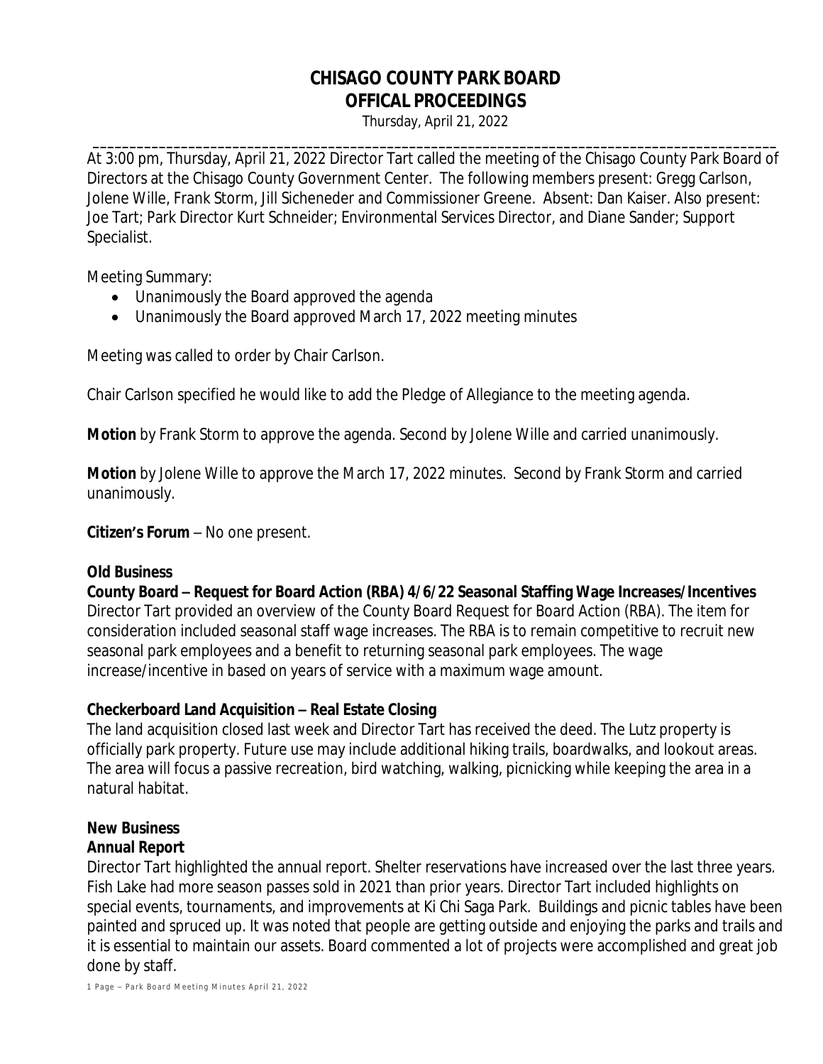# CHISAGO COUNTY PARK BOARD
# OFFICAL PROCEEDINGS

Thursday, April 21, 2022

---

At 3:00 pm, Thursday, April 21, 2022 Director Tart called the meeting of the Chisago County Park Board of Directors at the Chisago County Government Center. The following members present: Gregg Carlson, Jolene Wille, Frank Storm, Jill Sicheneder and Commissioner Greene. Absent: Dan Kaiser. Also present: Joe Tart; Park Director Kurt Schneider; Environmental Services Director, and Diane Sander; Support Specialist.

Meeting Summary:

- Unanimously the Board approved the agenda
- Unanimously the Board approved March 17, 2022 meeting minutes

Meeting was called to order by Chair Carlson.

Chair Carlson specified he would like to add the Pledge of Allegiance to the meeting agenda.

**Motion** by Frank Storm to approve the agenda. Second by Jolene Wille and carried unanimously.

**Motion** by Jolene Wille to approve the March 17, 2022 minutes. Second by Frank Storm and carried unanimously.

**Citizen's Forum** – No one present.

**Old Business**

**County Board – Request for Board Action (RBA) 4/6/22 Seasonal Staffing Wage Increases/Incentives**
Director Tart provided an overview of the County Board Request for Board Action (RBA). The item for consideration included seasonal staff wage increases. The RBA is to remain competitive to recruit new seasonal park employees and a benefit to returning seasonal park employees. The wage increase/incentive in based on years of service with a maximum wage amount.

**Checkerboard Land Acquisition – Real Estate Closing**
The land acquisition closed last week and Director Tart has received the deed. The Lutz property is officially park property. Future use may include additional hiking trails, boardwalks, and lookout areas. The area will focus a passive recreation, bird watching, walking, picnicking while keeping the area in a natural habitat.

**New Business**

**Annual Report**
Director Tart highlighted the annual report. Shelter reservations have increased over the last three years. Fish Lake had more season passes sold in 2021 than prior years. Director Tart included highlights on special events, tournaments, and improvements at Ki Chi Saga Park. Buildings and picnic tables have been painted and spruced up. It was noted that people are getting outside and enjoying the parks and trails and it is essential to maintain our assets. Board commented a lot of projects were accomplished and great job done by staff.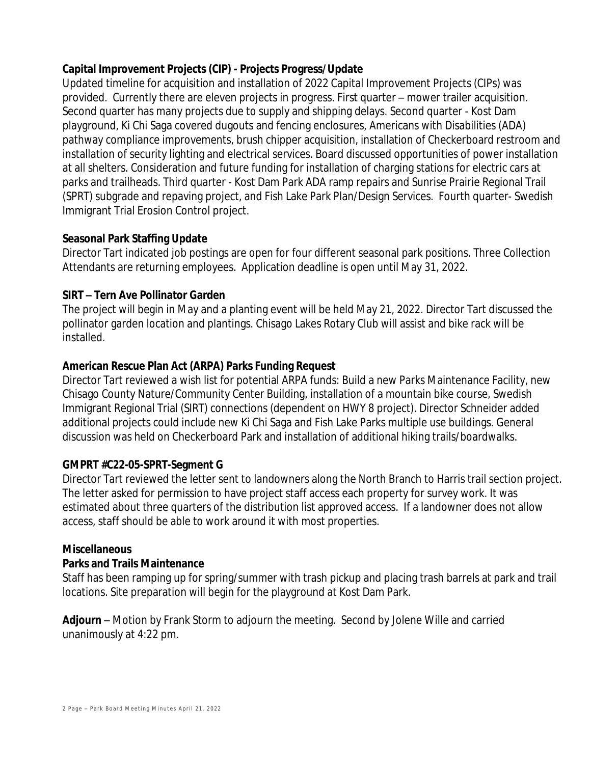**Capital Improvement Projects (CIP) - Projects Progress/Update**

Updated timeline for acquisition and installation of 2022 Capital Improvement Projects (CIPs) was provided. Currently there are eleven projects in progress. First quarter – mower trailer acquisition. Second quarter has many projects due to supply and shipping delays. Second quarter - Kost Dam playground, Ki Chi Saga covered dugouts and fencing enclosures, Americans with Disabilities (ADA) pathway compliance improvements, brush chipper acquisition, installation of Checkerboard restroom and installation of security lighting and electrical services. Board discussed opportunities of power installation at all shelters. Consideration and future funding for installation of charging stations for electric cars at parks and trailheads. Third quarter - Kost Dam Park ADA ramp repairs and Sunrise Prairie Regional Trail (SPRT) subgrade and repaving project, and Fish Lake Park Plan/Design Services. Fourth quarter- Swedish Immigrant Trial Erosion Control project.

**Seasonal Park Staffing Update**

Director Tart indicated job postings are open for four different seasonal park positions. Three Collection Attendants are returning employees. Application deadline is open until May 31, 2022.

**SIRT – Tern Ave Pollinator Garden**

The project will begin in May and a planting event will be held May 21, 2022. Director Tart discussed the pollinator garden location and plantings. Chisago Lakes Rotary Club will assist and bike rack will be installed.

**American Rescue Plan Act (ARPA) Parks Funding Request**

Director Tart reviewed a wish list for potential ARPA funds: Build a new Parks Maintenance Facility, new Chisago County Nature/Community Center Building, installation of a mountain bike course, Swedish Immigrant Regional Trial (SIRT) connections (dependent on HWY 8 project). Director Schneider added additional projects could include new Ki Chi Saga and Fish Lake Parks multiple use buildings. General discussion was held on Checkerboard Park and installation of additional hiking trails/boardwalks.

**GMPRT #C22-05-SPRT-Segment G**

Director Tart reviewed the letter sent to landowners along the North Branch to Harris trail section project. The letter asked for permission to have project staff access each property for survey work. It was estimated about three quarters of the distribution list approved access. If a landowner does not allow access, staff should be able to work around it with most properties.

**Miscellaneous**

**Parks and Trails Maintenance**

Staff has been ramping up for spring/summer with trash pickup and placing trash barrels at park and trail locations. Site preparation will begin for the playground at Kost Dam Park.

**Adjourn** – Motion by Frank Storm to adjourn the meeting. Second by Jolene Wille and carried unanimously at 4:22 pm.